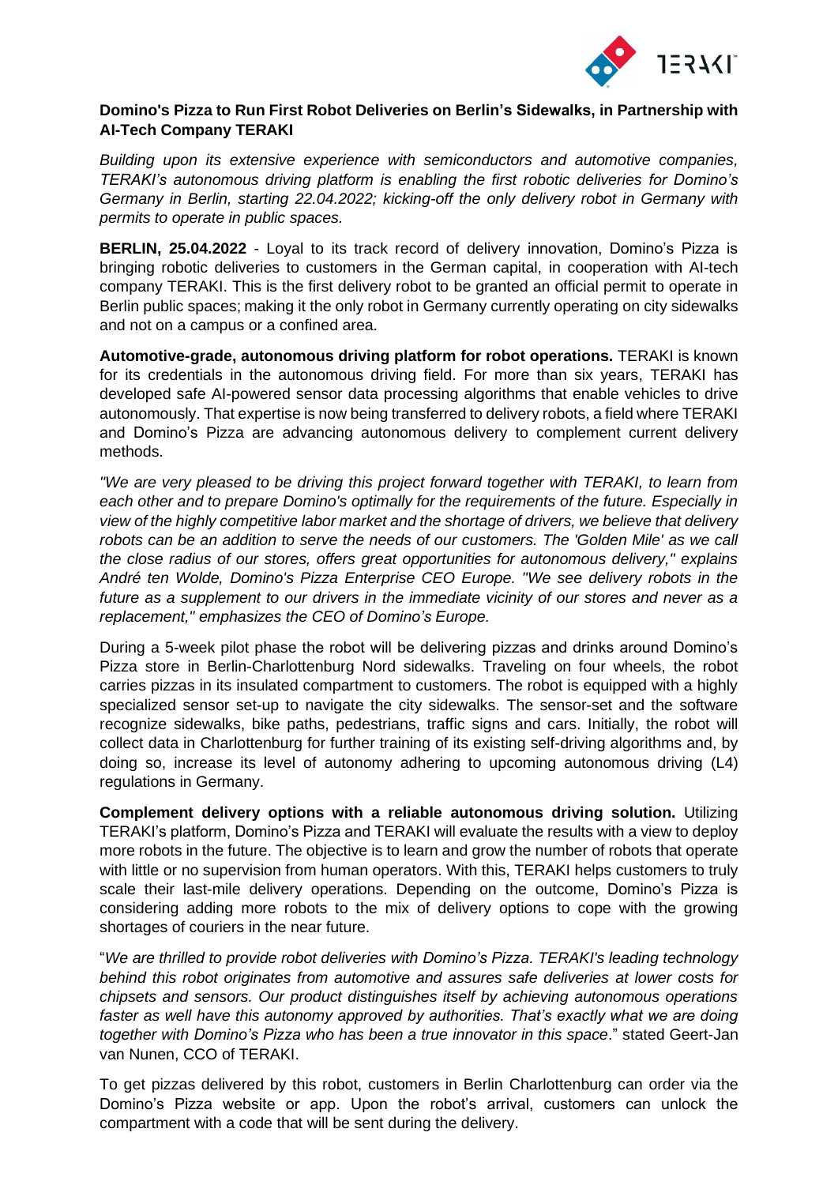**Domino's Pizza to Run First Robot Deliveries on Berlin's Sidewalks, in Partnership with AI-Tech Company TERAKI**

*Building upon its extensive experience with semiconductors and automotive companies, TERAKI's autonomous driving platform is enabling the first robotic deliveries for Domino's Germany in Berlin, starting 22.04.2022; kicking-off the only delivery robot in Germany with permits to operate in public spaces.*

**BERLIN, 25.04.2022** - Loyal to its track record of delivery innovation, Domino's Pizza is bringing robotic deliveries to customers in the German capital, in cooperation with AI-tech company TERAKI. This is the first delivery robot to be granted an official permit to operate in Berlin public spaces; making it the only robot in Germany currently operating on city sidewalks and not on a campus or a confined area.

**Automotive-grade, autonomous driving platform for robot operations.** TERAKI is known for its credentials in the autonomous driving field. For more than six years, TERAKI has developed safe AI-powered sensor data processing algorithms that enable vehicles to drive autonomously. That expertise is now being transferred to delivery robots, a field where TERAKI and Domino's Pizza are advancing autonomous delivery to complement current delivery methods.

*"We are very pleased to be driving this project forward together with TERAKI, to learn from each other and to prepare Domino's optimally for the requirements of the future. Especially in view of the highly competitive labor market and the shortage of drivers, we believe that delivery robots can be an addition to serve the needs of our customers. The 'Golden Mile' as we call the close radius of our stores, offers great opportunities for autonomous delivery," explains André ten Wolde, Domino's Pizza Enterprise CEO Europe. "We see delivery robots in the future as a supplement to our drivers in the immediate vicinity of our stores and never as a replacement," emphasizes the CEO of Domino's Europe.*

During a 5-week pilot phase the robot will be delivering pizzas and drinks around Domino's Pizza store in Berlin-Charlottenburg Nord sidewalks. Traveling on four wheels, the robot carries pizzas in its insulated compartment to customers. The robot is equipped with a highly specialized sensor set-up to navigate the city sidewalks. The sensor-set and the software recognize sidewalks, bike paths, pedestrians, traffic signs and cars. Initially, the robot will collect data in Charlottenburg for further training of its existing self-driving algorithms and, by doing so, increase its level of autonomy adhering to upcoming autonomous driving (L4) regulations in Germany.

**Complement delivery options with a reliable autonomous driving solution.** Utilizing TERAKI's platform, Domino's Pizza and TERAKI will evaluate the results with a view to deploy more robots in the future. The objective is to learn and grow the number of robots that operate with little or no supervision from human operators. With this, TERAKI helps customers to truly scale their last-mile delivery operations. Depending on the outcome, Domino's Pizza is considering adding more robots to the mix of delivery options to cope with the growing shortages of couriers in the near future.

"*We are thrilled to provide robot deliveries with Domino's Pizza. TERAKI's leading technology behind this robot originates from automotive and assures safe deliveries at lower costs for chipsets and sensors. Our product distinguishes itself by achieving autonomous operations faster as well have this autonomy approved by authorities. That's exactly what we are doing together with Domino's Pizza who has been a true innovator in this space*." stated Geert-Jan van Nunen, CCO of TERAKI.

To get pizzas delivered by this robot, customers in Berlin Charlottenburg can order via the Domino's Pizza website or app. Upon the robot's arrival, customers can unlock the compartment with a code that will be sent during the delivery.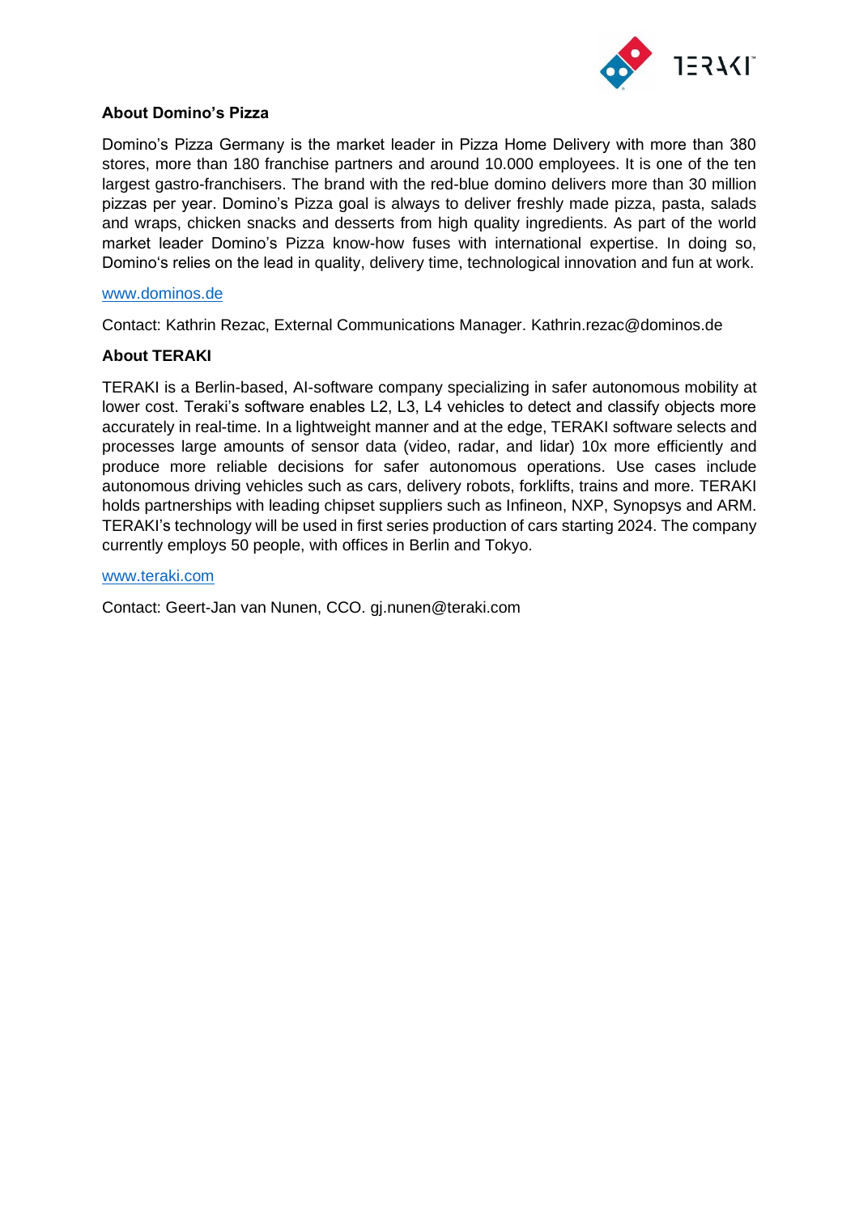**About Domino's Pizza**

Domino's Pizza Germany is the market leader in Pizza Home Delivery with more than 380 stores, more than 180 franchise partners and around 10.000 employees. It is one of the ten largest gastro-franchisers. The brand with the red-blue domino delivers more than 30 million pizzas per year. Domino's Pizza goal is always to deliver freshly made pizza, pasta, salads and wraps, chicken snacks and desserts from high quality ingredients. As part of the world market leader Domino's Pizza know-how fuses with international expertise. In doing so, Domino's relies on the lead in quality, delivery time, technological innovation and fun at work.

www.dominos.de

Contact: Kathrin Rezac, External Communications Manager. Kathrin.rezac@dominos.de

**About TERAKI**

TERAKI is a Berlin-based, AI-software company specializing in safer autonomous mobility at lower cost. Teraki's software enables L2, L3, L4 vehicles to detect and classify objects more accurately in real-time. In a lightweight manner and at the edge, TERAKI software selects and processes large amounts of sensor data (video, radar, and lidar) 10x more efficiently and produce more reliable decisions for safer autonomous operations. Use cases include autonomous driving vehicles such as cars, delivery robots, forklifts, trains and more. TERAKI holds partnerships with leading chipset suppliers such as Infineon, NXP, Synopsys and ARM. TERAKI's technology will be used in first series production of cars starting 2024. The company currently employs 50 people, with offices in Berlin and Tokyo.

www.teraki.com

Contact: Geert-Jan van Nunen, CCO. gj.nunen@teraki.com